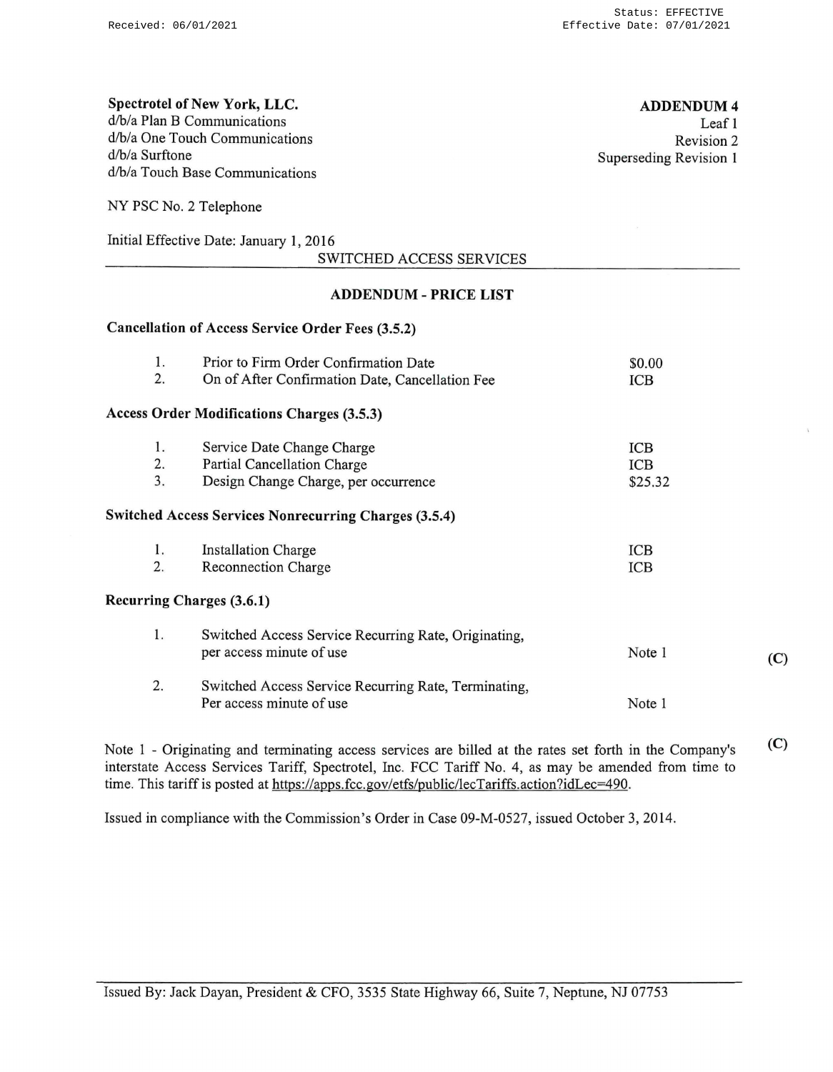Received: 06/01/2021

Status: EFFECTIVE
Effective Date: 07/01/2021

**Spectrotel of New York, LLC.**
d/b/a Plan B Communications
d/b/a One Touch Communications
d/b/a Surftone
d/b/a Touch Base Communications

**ADDENDUM 4**
Leaf 1
Revision 2
Superseding Revision 1

NY PSC No. 2 Telephone

Initial Effective Date: January 1, 2016

SWITCHED ACCESS SERVICES

## ADDENDUM - PRICE LIST

### Cancellation of Access Service Order Fees (3.5.2)

| | | | |
|---|---|---|---|
| 1. | Prior to Firm Order Confirmation Date | $0.00 | |
| 2. | On of After Confirmation Date, Cancellation Fee | ICB | |

### Access Order Modifications Charges (3.5.3)

| | | | |
|---|---|---|---|
| 1. | Service Date Change Charge | ICB | |
| 2. | Partial Cancellation Charge | ICB | |
| 3. | Design Change Charge, per occurrence | $25.32 | |

### Switched Access Services Nonrecurring Charges (3.5.4)

| | | | |
|---|---|---|---|
| 1. | Installation Charge | ICB | |
| 2. | Reconnection Charge | ICB | |

### Recurring Charges (3.6.1)

| | | | |
|---|---|---|---|
| 1. | Switched Access Service Recurring Rate, Originating, per access minute of use | Note 1 | (C) |
| 2. | Switched Access Service Recurring Rate, Terminating, Per access minute of use | Note 1 | |

Note 1 - Originating and terminating access services are billed at the rates set forth in the Company's interstate Access Services Tariff, Spectrotel, Inc. FCC Tariff No. 4, as may be amended from time to time. This tariff is posted at https://apps.fcc.gov/etfs/public/lecTariffs.action?idLec=490. (C)

Issued in compliance with the Commission's Order in Case 09-M-0527, issued October 3, 2014.

Issued By: Jack Dayan, President & CFO, 3535 State Highway 66, Suite 7, Neptune, NJ 07753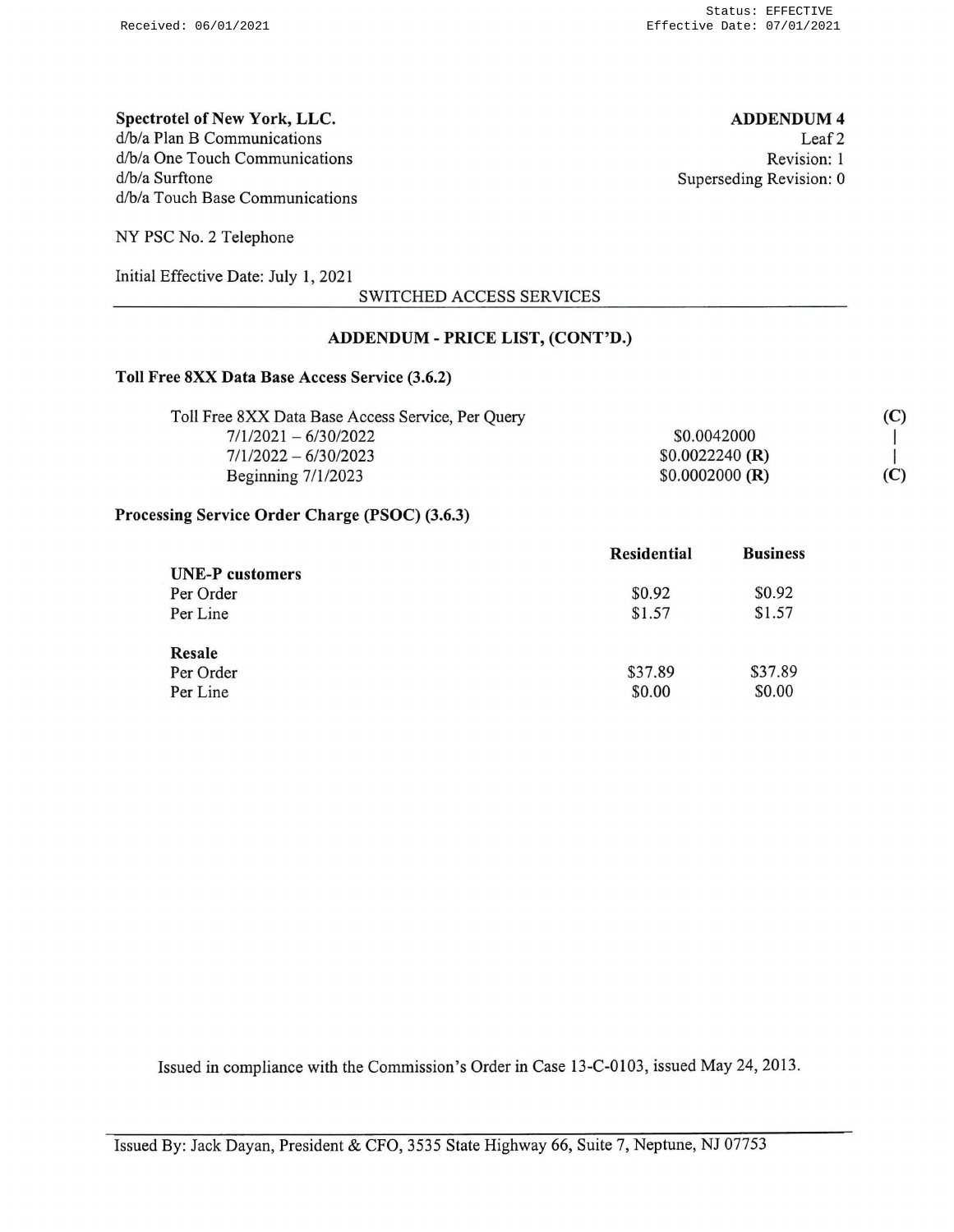**Spectrotel of New York, LLC.**
d/b/a Plan B Communications
d/b/a One Touch Communications
d/b/a Surftone
d/b/a Touch Base Communications

**ADDENDUM 4**
Leaf 2
Revision: 1
Superseding Revision: 0

NY PSC No. 2 Telephone

Initial Effective Date: July 1, 2021

SWITCHED ACCESS SERVICES

### ADDENDUM - PRICE LIST, (CONT'D.)

**Toll Free 8XX Data Base Access Service (3.6.2)**

| | | |
|---|---|---|
| Toll Free 8XX Data Base Access Service, Per Query | | **(C)** |
| 7/1/2021 – 6/30/2022 | $0.0042000 | \| |
| 7/1/2022 – 6/30/2023 | $0.0022240 **(R)** | \| |
| Beginning 7/1/2023 | $0.0002000 **(R)** | **(C)** |

**Processing Service Order Charge (PSOC) (3.6.3)**

| | **Residential** | **Business** |
|---|---|---|
| **UNE-P customers** | | |
| Per Order | $0.92 | $0.92 |
| Per Line | $1.57 | $1.57 |
| **Resale** | | |
| Per Order | $37.89 | $37.89 |
| Per Line | $0.00 | $0.00 |

Issued in compliance with the Commission's Order in Case 13-C-0103, issued May 24, 2013.

Issued By: Jack Dayan, President & CFO, 3535 State Highway 66, Suite 7, Neptune, NJ 07753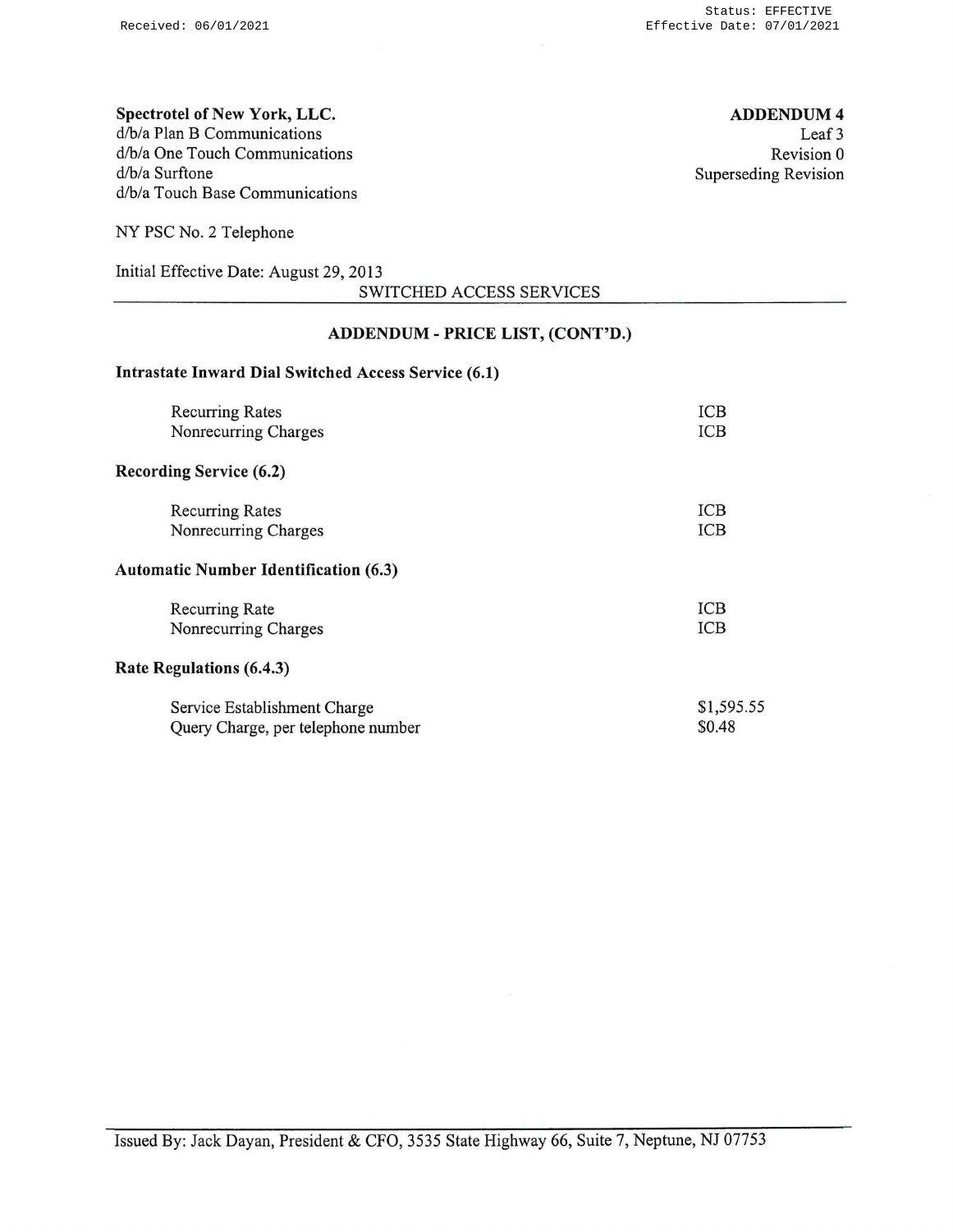**Spectrotel of New York, LLC.**
d/b/a Plan B Communications
d/b/a One Touch Communications
d/b/a Surftone
d/b/a Touch Base Communications

**ADDENDUM 4**
Leaf 3
Revision 0
Superseding Revision

NY PSC No. 2 Telephone

Initial Effective Date: August 29, 2013

SWITCHED ACCESS SERVICES

### ADDENDUM - PRICE LIST, (CONT'D.)

**Intrastate Inward Dial Switched Access Service (6.1)**

| | |
|---|---|
| Recurring Rates | ICB |
| Nonrecurring Charges | ICB |

**Recording Service (6.2)**

| | |
|---|---|
| Recurring Rates | ICB |
| Nonrecurring Charges | ICB |

**Automatic Number Identification (6.3)**

| | |
|---|---|
| Recurring Rate | ICB |
| Nonrecurring Charges | ICB |

**Rate Regulations (6.4.3)**

| | |
|---|---|
| Service Establishment Charge | $1,595.55 |
| Query Charge, per telephone number | $0.48 |

Issued By: Jack Dayan, President & CFO, 3535 State Highway 66, Suite 7, Neptune, NJ 07753